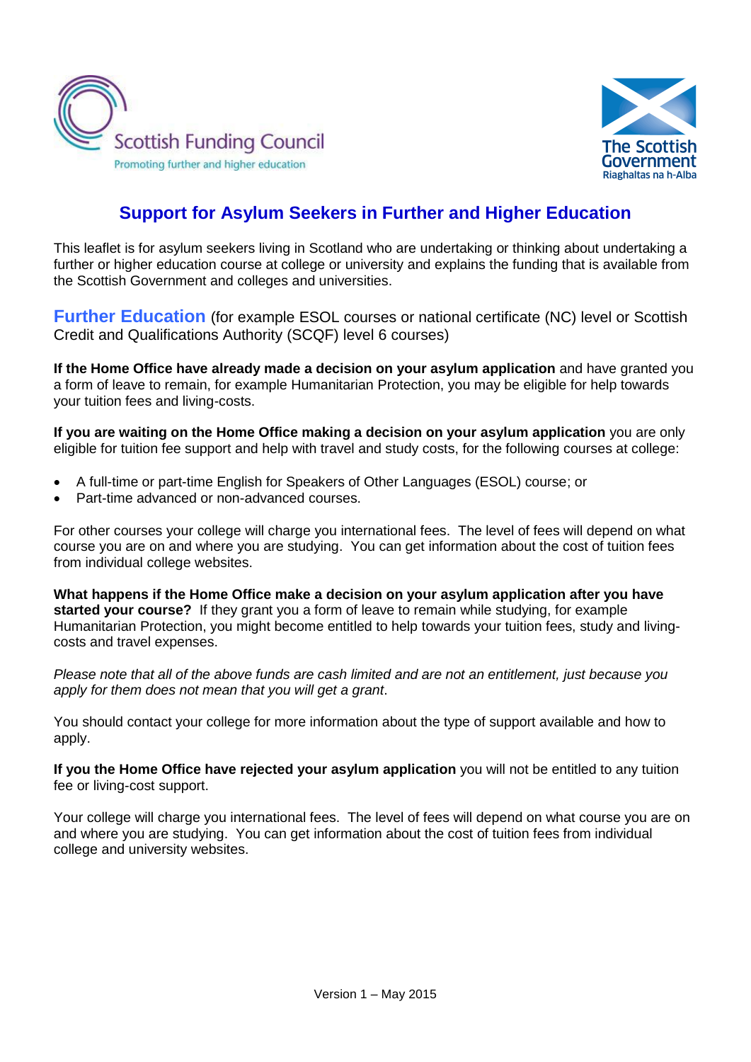Scottish Funding Council
Promoting further and higher education

The Scottish Government
Riaghaltas na h-Alba

# Support for Asylum Seekers in Further and Higher Education

This leaflet is for asylum seekers living in Scotland who are undertaking or thinking about undertaking a further or higher education course at college or university and explains the funding that is available from the Scottish Government and colleges and universities.

## Further Education (for example ESOL courses or national certificate (NC) level or Scottish Credit and Qualifications Authority (SCQF) level 6 courses)

**If the Home Office have already made a decision on your asylum application** and have granted you a form of leave to remain, for example Humanitarian Protection, you may be eligible for help towards your tuition fees and living-costs.

**If you are waiting on the Home Office making a decision on your asylum application** you are only eligible for tuition fee support and help with travel and study costs, for the following courses at college:

- A full-time or part-time English for Speakers of Other Languages (ESOL) course; or
- Part-time advanced or non-advanced courses.

For other courses your college will charge you international fees. The level of fees will depend on what course you are on and where you are studying. You can get information about the cost of tuition fees from individual college websites.

**What happens if the Home Office make a decision on your asylum application after you have started your course?** If they grant you a form of leave to remain while studying, for example Humanitarian Protection, you might become entitled to help towards your tuition fees, study and living-costs and travel expenses.

*Please note that all of the above funds are cash limited and are not an entitlement, just because you apply for them does not mean that you will get a grant*.

You should contact your college for more information about the type of support available and how to apply.

**If you the Home Office have rejected your asylum application** you will not be entitled to any tuition fee or living-cost support.

Your college will charge you international fees. The level of fees will depend on what course you are on and where you are studying. You can get information about the cost of tuition fees from individual college and university websites.

Version 1 – May 2015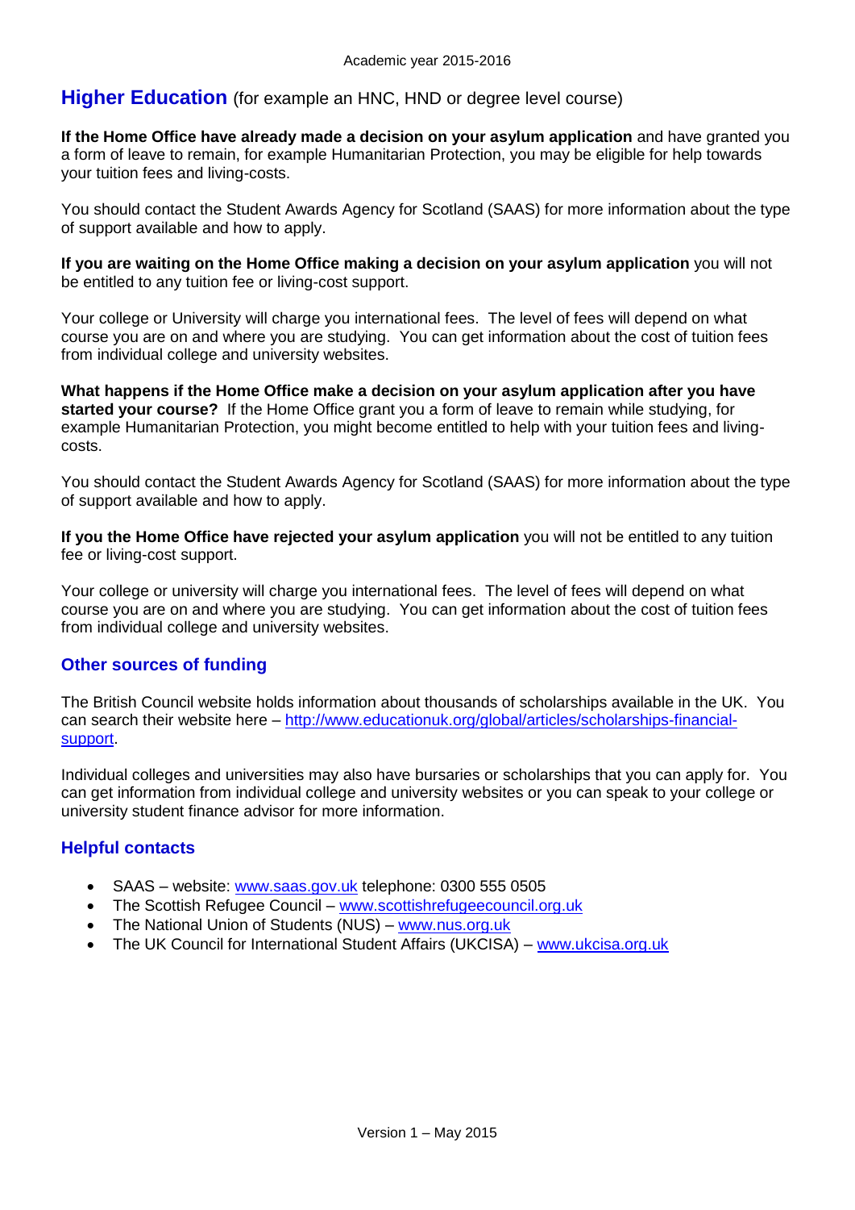## Higher Education (for example an HNC, HND or degree level course)

**If the Home Office have already made a decision on your asylum application** and have granted you a form of leave to remain, for example Humanitarian Protection, you may be eligible for help towards your tuition fees and living-costs.

You should contact the Student Awards Agency for Scotland (SAAS) for more information about the type of support available and how to apply.

**If you are waiting on the Home Office making a decision on your asylum application** you will not be entitled to any tuition fee or living-cost support.

Your college or University will charge you international fees. The level of fees will depend on what course you are on and where you are studying. You can get information about the cost of tuition fees from individual college and university websites.

**What happens if the Home Office make a decision on your asylum application after you have started your course?** If the Home Office grant you a form of leave to remain while studying, for example Humanitarian Protection, you might become entitled to help with your tuition fees and living-costs.

You should contact the Student Awards Agency for Scotland (SAAS) for more information about the type of support available and how to apply.

**If you the Home Office have rejected your asylum application** you will not be entitled to any tuition fee or living-cost support.

Your college or university will charge you international fees. The level of fees will depend on what course you are on and where you are studying. You can get information about the cost of tuition fees from individual college and university websites.

### Other sources of funding

The British Council website holds information about thousands of scholarships available in the UK. You can search their website here – http://www.educationuk.org/global/articles/scholarships-financial-support.

Individual colleges and universities may also have bursaries or scholarships that you can apply for. You can get information from individual college and university websites or you can speak to your college or university student finance advisor for more information.

### Helpful contacts

- SAAS – website: www.saas.gov.uk telephone: 0300 555 0505
- The Scottish Refugee Council – www.scottishrefugeecouncil.org.uk
- The National Union of Students (NUS) – www.nus.org.uk
- The UK Council for International Student Affairs (UKCISA) – www.ukcisa.org.uk